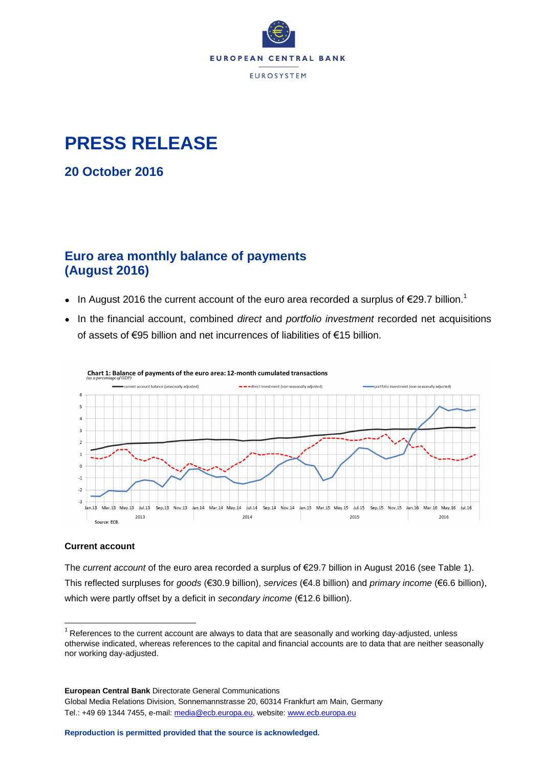# PRESS RELEASE

## 20 October 2016

## Euro area monthly balance of payments (August 2016)

- In August 2016 the current account of the euro area recorded a surplus of €29.7 billion.[1]
- In the financial account, combined *direct* and *portfolio investment* recorded net acquisitions of assets of €95 billion and net incurrences of liabilities of €15 billion.

Chart 1: Balance of payments of the euro area: 12-month cumulated transactions
(as a percentage of GDP)

Source: ECB.

### Current account

The *current account* of the euro area recorded a surplus of €29.7 billion in August 2016 (see Table 1). This reflected surpluses for *goods* (€30.9 billion), *services* (€4.8 billion) and *primary income* (€6.6 billion), which were partly offset by a deficit in *secondary income* (€12.6 billion).

[1] References to the current account are always to data that are seasonally and working day-adjusted, unless otherwise indicated, whereas references to the capital and financial accounts are to data that are neither seasonally nor working day-adjusted.

**European Central Bank** Directorate General Communications
Global Media Relations Division, Sonnemannstrasse 20, 60314 Frankfurt am Main, Germany
Tel.: +49 69 1344 7455, e-mail: media@ecb.europa.eu, website: www.ecb.europa.eu

**Reproduction is permitted provided that the source is acknowledged.**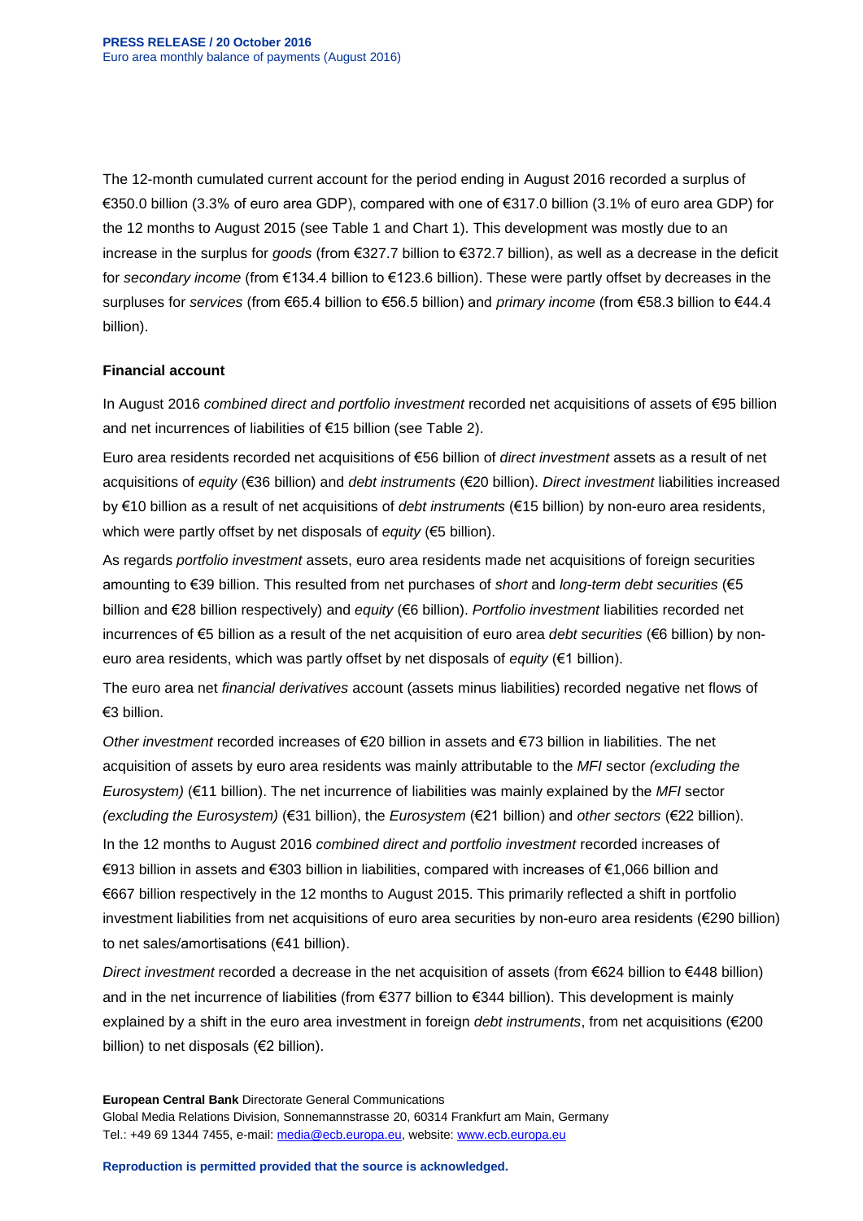The 12-month cumulated current account for the period ending in August 2016 recorded a surplus of €350.0 billion (3.3% of euro area GDP), compared with one of €317.0 billion (3.1% of euro area GDP) for the 12 months to August 2015 (see Table 1 and Chart 1). This development was mostly due to an increase in the surplus for *goods* (from €327.7 billion to €372.7 billion), as well as a decrease in the deficit for *secondary income* (from €134.4 billion to €123.6 billion). These were partly offset by decreases in the surpluses for *services* (from €65.4 billion to €56.5 billion) and *primary income* (from €58.3 billion to €44.4 billion).

**Financial account**

In August 2016 *combined direct and portfolio investment* recorded net acquisitions of assets of €95 billion and net incurrences of liabilities of €15 billion (see Table 2).

Euro area residents recorded net acquisitions of €56 billion of *direct investment* assets as a result of net acquisitions of *equity* (€36 billion) and *debt instruments* (€20 billion). *Direct investment* liabilities increased by €10 billion as a result of net acquisitions of *debt instruments* (€15 billion) by non-euro area residents, which were partly offset by net disposals of *equity* (€5 billion).

As regards *portfolio investment* assets, euro area residents made net acquisitions of foreign securities amounting to €39 billion. This resulted from net purchases of *short* and *long-term debt securities* (€5 billion and €28 billion respectively) and *equity* (€6 billion). *Portfolio investment* liabilities recorded net incurrences of €5 billion as a result of the net acquisition of euro area *debt securities* (€6 billion) by non-euro area residents, which was partly offset by net disposals of *equity* (€1 billion).

The euro area net *financial derivatives* account (assets minus liabilities) recorded negative net flows of €3 billion.

*Other investment* recorded increases of €20 billion in assets and €73 billion in liabilities. The net acquisition of assets by euro area residents was mainly attributable to the *MFI* sector *(excluding the Eurosystem)* (€11 billion). The net incurrence of liabilities was mainly explained by the *MFI* sector *(excluding the Eurosystem)* (€31 billion), the *Eurosystem* (€21 billion) and *other sectors* (€22 billion).

In the 12 months to August 2016 *combined direct and portfolio investment* recorded increases of €913 billion in assets and €303 billion in liabilities, compared with increases of €1,066 billion and €667 billion respectively in the 12 months to August 2015. This primarily reflected a shift in portfolio investment liabilities from net acquisitions of euro area securities by non-euro area residents (€290 billion) to net sales/amortisations (€41 billion).

*Direct investment* recorded a decrease in the net acquisition of assets (from €624 billion to €448 billion) and in the net incurrence of liabilities (from €377 billion to €344 billion). This development is mainly explained by a shift in the euro area investment in foreign *debt instruments*, from net acquisitions (€200 billion) to net disposals (€2 billion).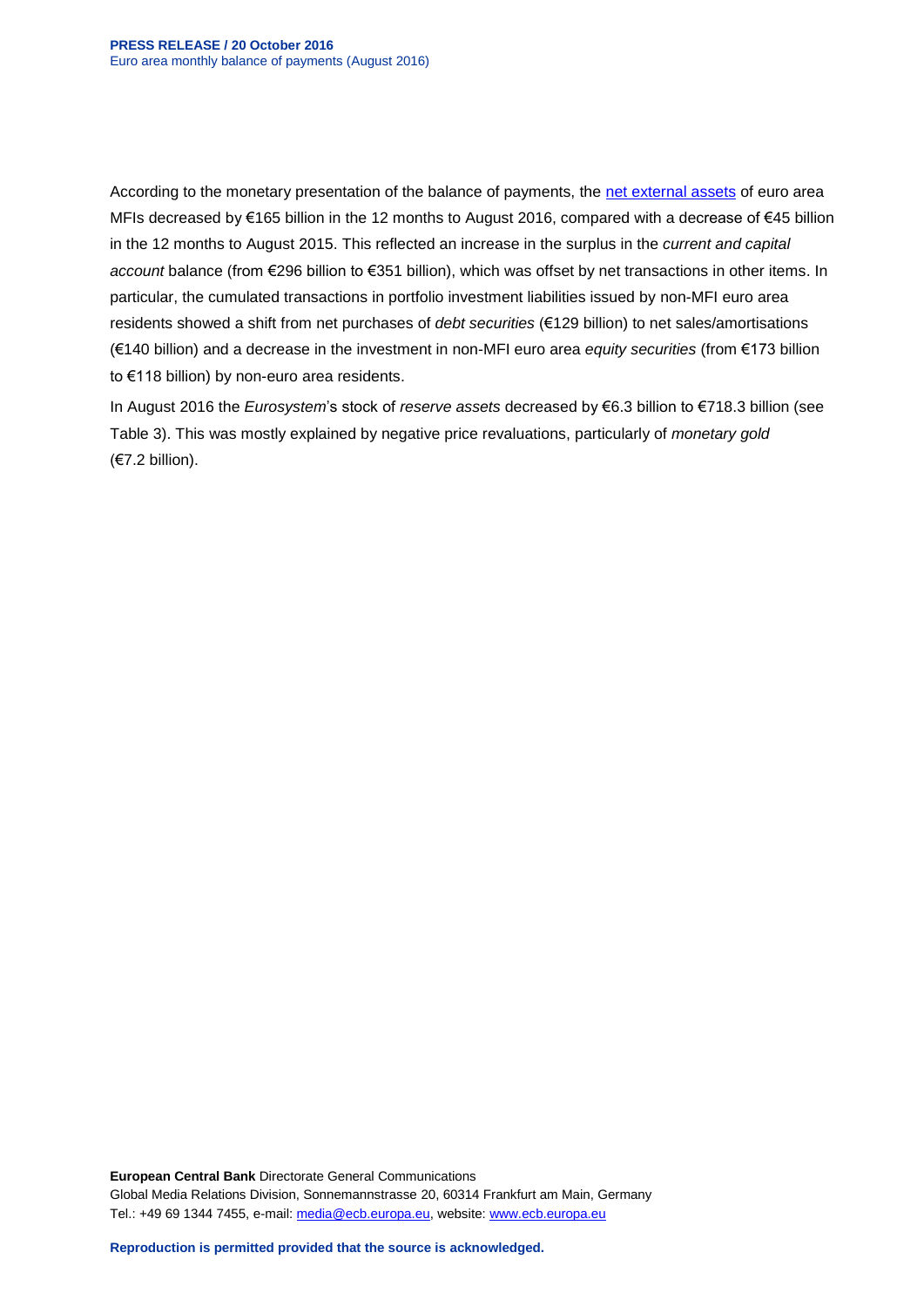According to the monetary presentation of the balance of payments, the net external assets of euro area MFIs decreased by €165 billion in the 12 months to August 2016, compared with a decrease of €45 billion in the 12 months to August 2015. This reflected an increase in the surplus in the *current and capital account* balance (from €296 billion to €351 billion), which was offset by net transactions in other items. In particular, the cumulated transactions in portfolio investment liabilities issued by non-MFI euro area residents showed a shift from net purchases of *debt securities* (€129 billion) to net sales/amortisations (€140 billion) and a decrease in the investment in non-MFI euro area *equity securities* (from €173 billion to €118 billion) by non-euro area residents.

In August 2016 the *Eurosystem*'s stock of *reserve assets* decreased by €6.3 billion to €718.3 billion (see Table 3). This was mostly explained by negative price revaluations, particularly of *monetary gold* (€7.2 billion).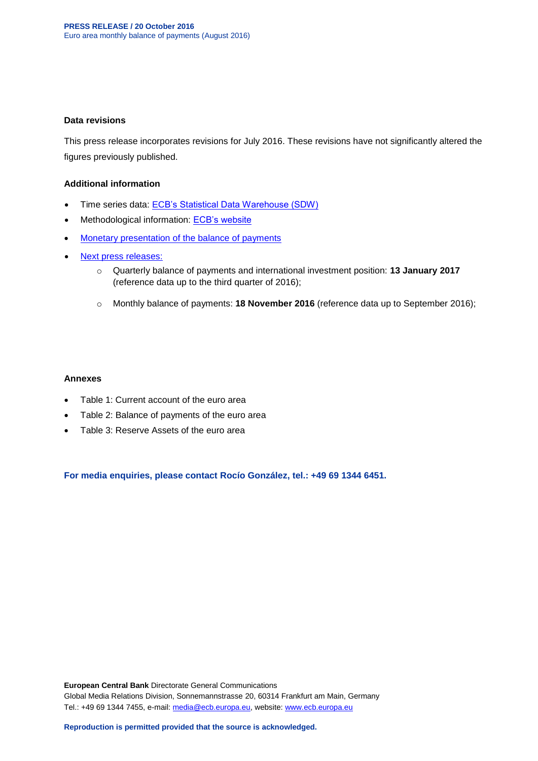### Data revisions

This press release incorporates revisions for July 2016. These revisions have not significantly altered the figures previously published.

### Additional information

- Time series data: ECB's Statistical Data Warehouse (SDW)
- Methodological information: ECB's website
- Monetary presentation of the balance of payments
- Next press releases:
    - Quarterly balance of payments and international investment position: **13 January 2017** (reference data up to the third quarter of 2016);
    - Monthly balance of payments: **18 November 2016** (reference data up to September 2016);

### Annexes

- Table 1: Current account of the euro area
- Table 2: Balance of payments of the euro area
- Table 3: Reserve Assets of the euro area

**For media enquiries, please contact Rocío González, tel.: +49 69 1344 6451.**

**European Central Bank** Directorate General Communications
Global Media Relations Division, Sonnemannstrasse 20, 60314 Frankfurt am Main, Germany
Tel.: +49 69 1344 7455, e-mail: media@ecb.europa.eu, website: www.ecb.europa.eu

**Reproduction is permitted provided that the source is acknowledged.**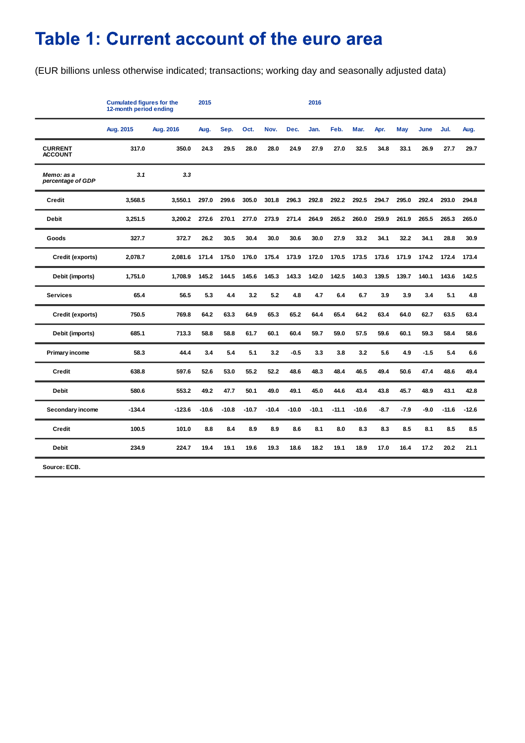# Table 1: Current account of the euro area

(EUR billions unless otherwise indicated; transactions; working day and seasonally adjusted data)

| | Cumulated figures for the 12-month period ending | | 2015 | | | | | 2016 | | | | | | | |
|---|---|---|---|---|---|---|---|---|---|---|---|---|---|---|---|
| | Aug. 2015 | Aug. 2016 | Aug. | Sep. | Oct. | Nov. | Dec. | Jan. | Feb. | Mar. | Apr. | May | June | Jul. | Aug. |
| **CURRENT ACCOUNT** | 317.0 | 350.0 | 24.3 | 29.5 | 28.0 | 28.0 | 24.9 | 27.9 | 27.0 | 32.5 | 34.8 | 33.1 | 26.9 | 27.7 | 29.7 |
| *Memo: as a percentage of GDP* | *3.1* | *3.3* | | | | | | | | | | | | | |
| Credit | 3,568.5 | 3,550.1 | 297.0 | 299.6 | 305.0 | 301.8 | 296.3 | 292.8 | 292.2 | 292.5 | 294.7 | 295.0 | 292.4 | 293.0 | 294.8 |
| Debit | 3,251.5 | 3,200.2 | 272.6 | 270.1 | 277.0 | 273.9 | 271.4 | 264.9 | 265.2 | 260.0 | 259.9 | 261.9 | 265.5 | 265.3 | 265.0 |
| Goods | 327.7 | 372.7 | 26.2 | 30.5 | 30.4 | 30.0 | 30.6 | 30.0 | 27.9 | 33.2 | 34.1 | 32.2 | 34.1 | 28.8 | 30.9 |
| Credit (exports) | 2,078.7 | 2,081.6 | 171.4 | 175.0 | 176.0 | 175.4 | 173.9 | 172.0 | 170.5 | 173.5 | 173.6 | 171.9 | 174.2 | 172.4 | 173.4 |
| Debit (imports) | 1,751.0 | 1,708.9 | 145.2 | 144.5 | 145.6 | 145.3 | 143.3 | 142.0 | 142.5 | 140.3 | 139.5 | 139.7 | 140.1 | 143.6 | 142.5 |
| Services | 65.4 | 56.5 | 5.3 | 4.4 | 3.2 | 5.2 | 4.8 | 4.7 | 6.4 | 6.7 | 3.9 | 3.9 | 3.4 | 5.1 | 4.8 |
| Credit (exports) | 750.5 | 769.8 | 64.2 | 63.3 | 64.9 | 65.3 | 65.2 | 64.4 | 65.4 | 64.2 | 63.4 | 64.0 | 62.7 | 63.5 | 63.4 |
| Debit (imports) | 685.1 | 713.3 | 58.8 | 58.8 | 61.7 | 60.1 | 60.4 | 59.7 | 59.0 | 57.5 | 59.6 | 60.1 | 59.3 | 58.4 | 58.6 |
| Primary income | 58.3 | 44.4 | 3.4 | 5.4 | 5.1 | 3.2 | -0.5 | 3.3 | 3.8 | 3.2 | 5.6 | 4.9 | -1.5 | 5.4 | 6.6 |
| Credit | 638.8 | 597.6 | 52.6 | 53.0 | 55.2 | 52.2 | 48.6 | 48.3 | 48.4 | 46.5 | 49.4 | 50.6 | 47.4 | 48.6 | 49.4 |
| Debit | 580.6 | 553.2 | 49.2 | 47.7 | 50.1 | 49.0 | 49.1 | 45.0 | 44.6 | 43.4 | 43.8 | 45.7 | 48.9 | 43.1 | 42.8 |
| Secondary income | -134.4 | -123.6 | -10.6 | -10.8 | -10.7 | -10.4 | -10.0 | -10.1 | -11.1 | -10.6 | -8.7 | -7.9 | -9.0 | -11.6 | -12.6 |
| Credit | 100.5 | 101.0 | 8.8 | 8.4 | 8.9 | 8.9 | 8.6 | 8.1 | 8.0 | 8.3 | 8.3 | 8.5 | 8.1 | 8.5 | 8.5 |
| Debit | 234.9 | 224.7 | 19.4 | 19.1 | 19.6 | 19.3 | 18.6 | 18.2 | 19.1 | 18.9 | 17.0 | 16.4 | 17.2 | 20.2 | 21.1 |

Source: ECB.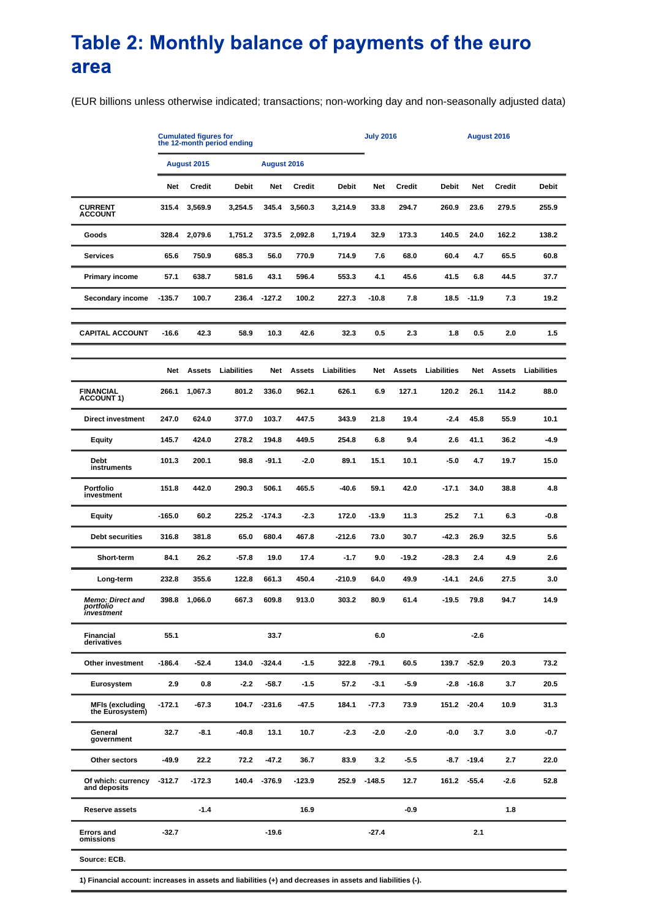# Table 2: Monthly balance of payments of the euro area

(EUR billions unless otherwise indicated; transactions; non-working day and non-seasonally adjusted data)

| | Cumulated figures for the 12-month period ending | | | | | | July 2016 | | | August 2016 | | |
|---|---|---|---|---|---|---|---|---|---|---|---|---|
| | August 2015 | | | August 2016 | | | | | | | | |
| | Net | Credit | Debit | Net | Credit | Debit | Net | Credit | Debit | Net | Credit | Debit |
| **CURRENT ACCOUNT** | 315.4 | 3,569.9 | 3,254.5 | 345.4 | 3,560.3 | 3,214.9 | 33.8 | 294.7 | 260.9 | 23.6 | 279.5 | 255.9 |
| Goods | 328.4 | 2,079.6 | 1,751.2 | 373.5 | 2,092.8 | 1,719.4 | 32.9 | 173.3 | 140.5 | 24.0 | 162.2 | 138.2 |
| Services | 65.6 | 750.9 | 685.3 | 56.0 | 770.9 | 714.9 | 7.6 | 68.0 | 60.4 | 4.7 | 65.5 | 60.8 |
| Primary income | 57.1 | 638.7 | 581.6 | 43.1 | 596.4 | 553.3 | 4.1 | 45.6 | 41.5 | 6.8 | 44.5 | 37.7 |
| Secondary income | -135.7 | 100.7 | 236.4 | -127.2 | 100.2 | 227.3 | -10.8 | 7.8 | 18.5 | -11.9 | 7.3 | 19.2 |
| **CAPITAL ACCOUNT** | -16.6 | 42.3 | 58.9 | 10.3 | 42.6 | 32.3 | 0.5 | 2.3 | 1.8 | 0.5 | 2.0 | 1.5 |
| | Net | Assets | Liabilities | Net | Assets | Liabilities | Net | Assets | Liabilities | Net | Assets | Liabilities |
| **FINANCIAL ACCOUNT 1)** | 266.1 | 1,067.3 | 801.2 | 336.0 | 962.1 | 626.1 | 6.9 | 127.1 | 120.2 | 26.1 | 114.2 | 88.0 |
| Direct investment | 247.0 | 624.0 | 377.0 | 103.7 | 447.5 | 343.9 | 21.8 | 19.4 | -2.4 | 45.8 | 55.9 | 10.1 |
| Equity | 145.7 | 424.0 | 278.2 | 194.8 | 449.5 | 254.8 | 6.8 | 9.4 | 2.6 | 41.1 | 36.2 | -4.9 |
| Debt instruments | 101.3 | 200.1 | 98.8 | -91.1 | -2.0 | 89.1 | 15.1 | 10.1 | -5.0 | 4.7 | 19.7 | 15.0 |
| Portfolio investment | 151.8 | 442.0 | 290.3 | 506.1 | 465.5 | -40.6 | 59.1 | 42.0 | -17.1 | 34.0 | 38.8 | 4.8 |
| Equity | -165.0 | 60.2 | 225.2 | -174.3 | -2.3 | 172.0 | -13.9 | 11.3 | 25.2 | 7.1 | 6.3 | -0.8 |
| Debt securities | 316.8 | 381.8 | 65.0 | 680.4 | 467.8 | -212.6 | 73.0 | 30.7 | -42.3 | 26.9 | 32.5 | 5.6 |
| Short-term | 84.1 | 26.2 | -57.8 | 19.0 | 17.4 | -1.7 | 9.0 | -19.2 | -28.3 | 2.4 | 4.9 | 2.6 |
| Long-term | 232.8 | 355.6 | 122.8 | 661.3 | 450.4 | -210.9 | 64.0 | 49.9 | -14.1 | 24.6 | 27.5 | 3.0 |
| *Memo: Direct and portfolio investment* | 398.8 | 1,066.0 | 667.3 | 609.8 | 913.0 | 303.2 | 80.9 | 61.4 | -19.5 | 79.8 | 94.7 | 14.9 |
| Financial derivatives | 55.1 | | | 33.7 | | | 6.0 | | | -2.6 | | |
| Other investment | -186.4 | -52.4 | 134.0 | -324.4 | -1.5 | 322.8 | -79.1 | 60.5 | 139.7 | -52.9 | 20.3 | 73.2 |
| Eurosystem | 2.9 | 0.8 | -2.2 | -58.7 | -1.5 | 57.2 | -3.1 | -5.9 | -2.8 | -16.8 | 3.7 | 20.5 |
| MFIs (excluding the Eurosystem) | -172.1 | -67.3 | 104.7 | -231.6 | -47.5 | 184.1 | -77.3 | 73.9 | 151.2 | -20.4 | 10.9 | 31.3 |
| General government | 32.7 | -8.1 | -40.8 | 13.1 | 10.7 | -2.3 | -2.0 | -2.0 | -0.0 | 3.7 | 3.0 | -0.7 |
| Other sectors | -49.9 | 22.2 | 72.2 | -47.2 | 36.7 | 83.9 | 3.2 | -5.5 | -8.7 | -19.4 | 2.7 | 22.0 |
| Of which: currency and deposits | -312.7 | -172.3 | 140.4 | -376.9 | -123.9 | 252.9 | -148.5 | 12.7 | 161.2 | -55.4 | -2.6 | 52.8 |
| Reserve assets | | -1.4 | | | 16.9 | | | -0.9 | | | 1.8 | |
| Errors and omissions | -32.7 | | | -19.6 | | | -27.4 | | | 2.1 | | |

Source: ECB.

1) Financial account: increases in assets and liabilities (+) and decreases in assets and liabilities (-).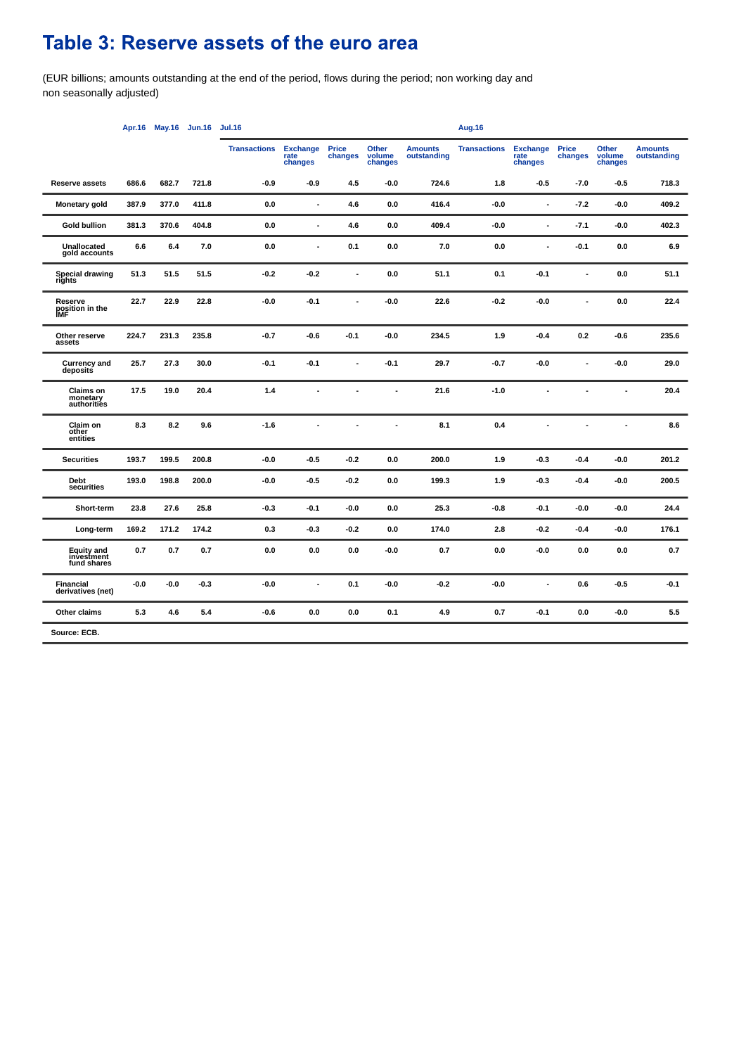# Table 3: Reserve assets of the euro area

(EUR billions; amounts outstanding at the end of the period, flows during the period; non working day and non seasonally adjusted)

| | Apr.16 | May.16 | Jun.16 | Jul.16 | | | | | Aug.16 | | | | |
|---|---|---|---|---|---|---|---|---|---|---|---|---|---|
| | | | | Transactions | Exchange rate changes | Price changes | Other volume changes | Amounts outstanding | Transactions | Exchange rate changes | Price changes | Other volume changes | Amounts outstanding |
| Reserve assets | 686.6 | 682.7 | 721.8 | -0.9 | -0.9 | 4.5 | -0.0 | 724.6 | 1.8 | -0.5 | -7.0 | -0.5 | 718.3 |
| Monetary gold | 387.9 | 377.0 | 411.8 | 0.0 | - | 4.6 | 0.0 | 416.4 | -0.0 | - | -7.2 | -0.0 | 409.2 |
| Gold bullion | 381.3 | 370.6 | 404.8 | 0.0 | - | 4.6 | 0.0 | 409.4 | -0.0 | - | -7.1 | -0.0 | 402.3 |
| Unallocated gold accounts | 6.6 | 6.4 | 7.0 | 0.0 | - | 0.1 | 0.0 | 7.0 | 0.0 | - | -0.1 | 0.0 | 6.9 |
| Special drawing rights | 51.3 | 51.5 | 51.5 | -0.2 | -0.2 | - | 0.0 | 51.1 | 0.1 | -0.1 | - | 0.0 | 51.1 |
| Reserve position in the IMF | 22.7 | 22.9 | 22.8 | -0.0 | -0.1 | - | -0.0 | 22.6 | -0.2 | -0.0 | - | 0.0 | 22.4 |
| Other reserve assets | 224.7 | 231.3 | 235.8 | -0.7 | -0.6 | -0.1 | -0.0 | 234.5 | 1.9 | -0.4 | 0.2 | -0.6 | 235.6 |
| Currency and deposits | 25.7 | 27.3 | 30.0 | -0.1 | -0.1 | - | -0.1 | 29.7 | -0.7 | -0.0 | - | -0.0 | 29.0 |
| Claims on monetary authorities | 17.5 | 19.0 | 20.4 | 1.4 | - | - | - | 21.6 | -1.0 | - | - | - | 20.4 |
| Claim on other entities | 8.3 | 8.2 | 9.6 | -1.6 | - | - | - | 8.1 | 0.4 | - | - | - | 8.6 |
| Securities | 193.7 | 199.5 | 200.8 | -0.0 | -0.5 | -0.2 | 0.0 | 200.0 | 1.9 | -0.3 | -0.4 | -0.0 | 201.2 |
| Debt securities | 193.0 | 198.8 | 200.0 | -0.0 | -0.5 | -0.2 | 0.0 | 199.3 | 1.9 | -0.3 | -0.4 | -0.0 | 200.5 |
| Short-term | 23.8 | 27.6 | 25.8 | -0.3 | -0.1 | -0.0 | 0.0 | 25.3 | -0.8 | -0.1 | -0.0 | -0.0 | 24.4 |
| Long-term | 169.2 | 171.2 | 174.2 | 0.3 | -0.3 | -0.2 | 0.0 | 174.0 | 2.8 | -0.2 | -0.4 | -0.0 | 176.1 |
| Equity and investment fund shares | 0.7 | 0.7 | 0.7 | 0.0 | 0.0 | 0.0 | -0.0 | 0.7 | 0.0 | -0.0 | 0.0 | 0.0 | 0.7 |
| Financial derivatives (net) | -0.0 | -0.0 | -0.3 | -0.0 | - | 0.1 | -0.0 | -0.2 | -0.0 | - | 0.6 | -0.5 | -0.1 |
| Other claims | 5.3 | 4.6 | 5.4 | -0.6 | 0.0 | 0.0 | 0.1 | 4.9 | 0.7 | -0.1 | 0.0 | -0.0 | 5.5 |

Source: ECB.